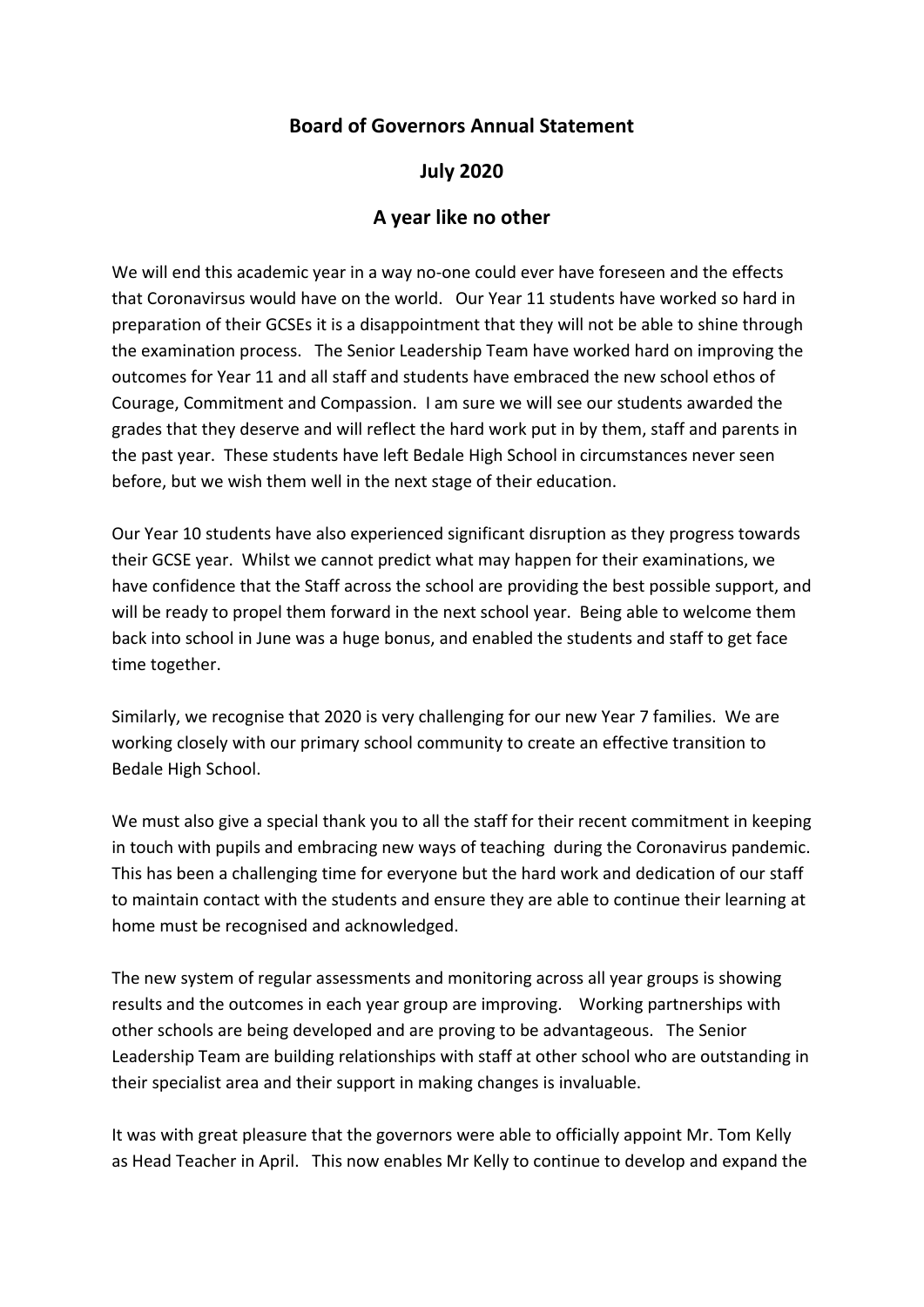# Board of Governors Annual Statement

## July 2020

## A year like no other

We will end this academic year in a way no-one could ever have foreseen and the effects that Coronavirsus would have on the world. Our Year 11 students have worked so hard in preparation of their GCSEs it is a disappointment that they will not be able to shine through the examination process. The Senior Leadership Team have worked hard on improving the outcomes for Year 11 and all staff and students have embraced the new school ethos of Courage, Commitment and Compassion. I am sure we will see our students awarded the grades that they deserve and will reflect the hard work put in by them, staff and parents in the past year. These students have left Bedale High School in circumstances never seen before, but we wish them well in the next stage of their education.

Our Year 10 students have also experienced significant disruption as they progress towards their GCSE year. Whilst we cannot predict what may happen for their examinations, we have confidence that the Staff across the school are providing the best possible support, and will be ready to propel them forward in the next school year. Being able to welcome them back into school in June was a huge bonus, and enabled the students and staff to get face time together.

Similarly, we recognise that 2020 is very challenging for our new Year 7 families. We are working closely with our primary school community to create an effective transition to Bedale High School.

We must also give a special thank you to all the staff for their recent commitment in keeping in touch with pupils and embracing new ways of teaching during the Coronavirus pandemic. This has been a challenging time for everyone but the hard work and dedication of our staff to maintain contact with the students and ensure they are able to continue their learning at home must be recognised and acknowledged.

The new system of regular assessments and monitoring across all year groups is showing results and the outcomes in each year group are improving. Working partnerships with other schools are being developed and are proving to be advantageous. The Senior Leadership Team are building relationships with staff at other school who are outstanding in their specialist area and their support in making changes is invaluable.

It was with great pleasure that the governors were able to officially appoint Mr. Tom Kelly as Head Teacher in April. This now enables Mr Kelly to continue to develop and expand the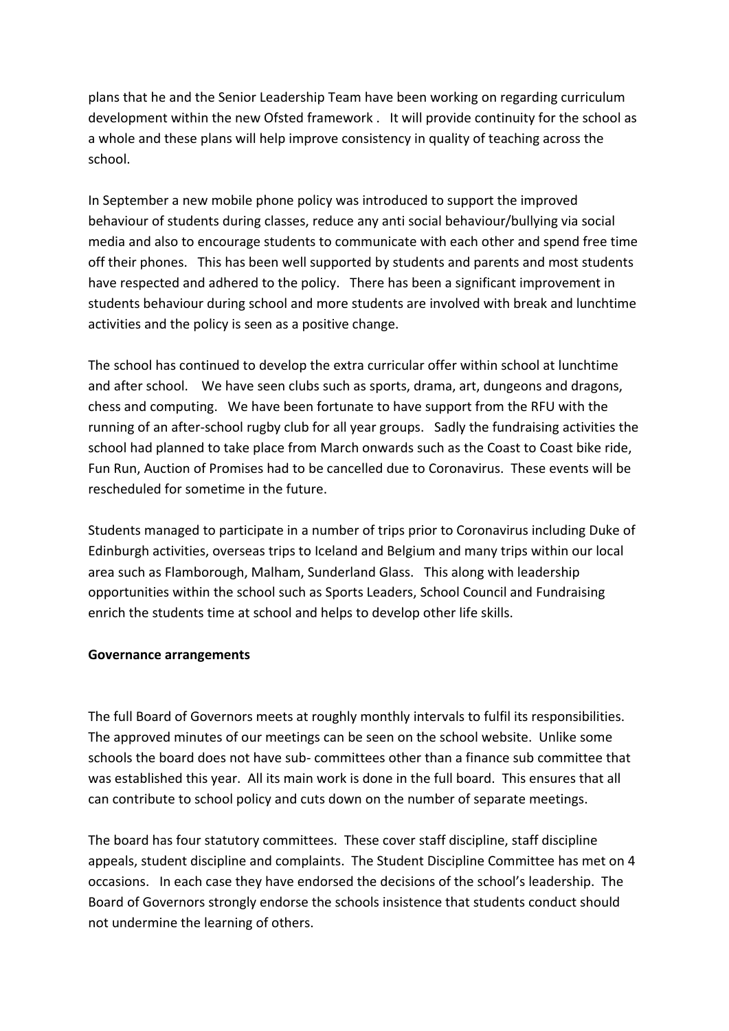plans that he and the Senior Leadership Team have been working on regarding curriculum development within the new Ofsted framework . It will provide continuity for the school as a whole and these plans will help improve consistency in quality of teaching across the school.

In September a new mobile phone policy was introduced to support the improved behaviour of students during classes, reduce any anti social behaviour/bullying via social media and also to encourage students to communicate with each other and spend free time off their phones. This has been well supported by students and parents and most students have respected and adhered to the policy. There has been a significant improvement in students behaviour during school and more students are involved with break and lunchtime activities and the policy is seen as a positive change.

The school has continued to develop the extra curricular offer within school at lunchtime and after school. We have seen clubs such as sports, drama, art, dungeons and dragons, chess and computing. We have been fortunate to have support from the RFU with the running of an after-school rugby club for all year groups. Sadly the fundraising activities the school had planned to take place from March onwards such as the Coast to Coast bike ride, Fun Run, Auction of Promises had to be cancelled due to Coronavirus. These events will be rescheduled for sometime in the future.

Students managed to participate in a number of trips prior to Coronavirus including Duke of Edinburgh activities, overseas trips to Iceland and Belgium and many trips within our local area such as Flamborough, Malham, Sunderland Glass. This along with leadership opportunities within the school such as Sports Leaders, School Council and Fundraising enrich the students time at school and helps to develop other life skills.

**Governance arrangements**

The full Board of Governors meets at roughly monthly intervals to fulfil its responsibilities. The approved minutes of our meetings can be seen on the school website. Unlike some schools the board does not have sub- committees other than a finance sub committee that was established this year. All its main work is done in the full board. This ensures that all can contribute to school policy and cuts down on the number of separate meetings.

The board has four statutory committees. These cover staff discipline, staff discipline appeals, student discipline and complaints. The Student Discipline Committee has met on 4 occasions. In each case they have endorsed the decisions of the school's leadership. The Board of Governors strongly endorse the schools insistence that students conduct should not undermine the learning of others.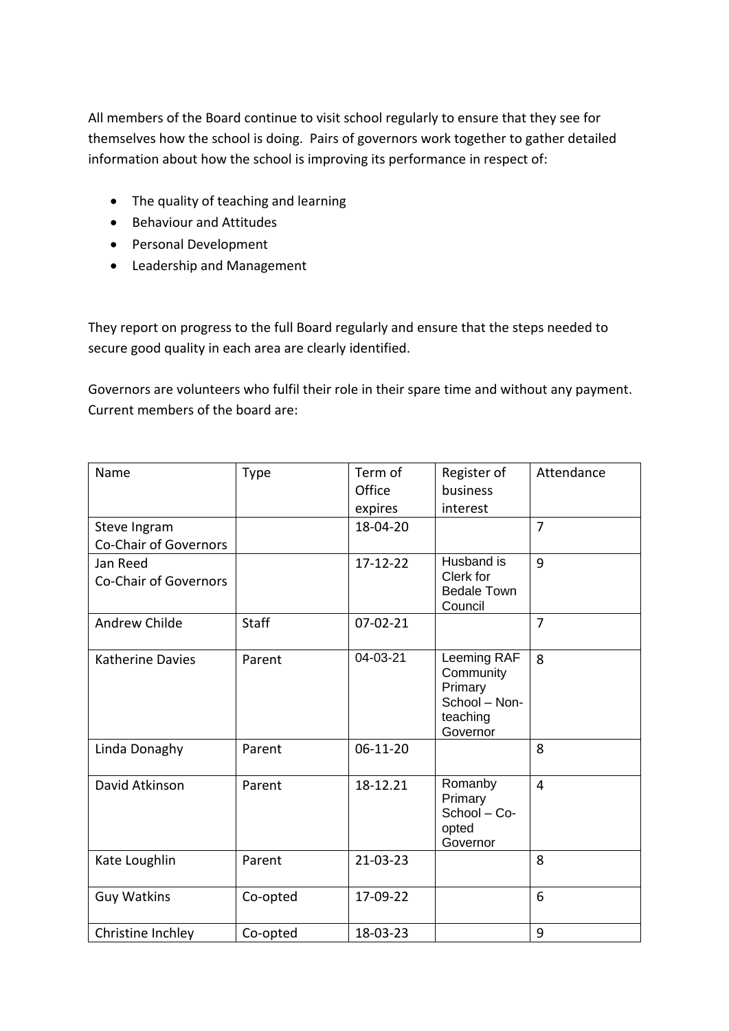All members of the Board continue to visit school regularly to ensure that they see for themselves how the school is doing. Pairs of governors work together to gather detailed information about how the school is improving its performance in respect of:

- The quality of teaching and learning
- Behaviour and Attitudes
- Personal Development
- Leadership and Management

They report on progress to the full Board regularly and ensure that the steps needed to secure good quality in each area are clearly identified.

Governors are volunteers who fulfil their role in their spare time and without any payment. Current members of the board are:

| Name | Type | Term of Office expires | Register of business interest | Attendance |
|---|---|---|---|---|
| Steve Ingram Co-Chair of Governors | | 18-04-20 | | 7 |
| Jan Reed Co-Chair of Governors | | 17-12-22 | Husband is Clerk for Bedale Town Council | 9 |
| Andrew Childe | Staff | 07-02-21 | | 7 |
| Katherine Davies | Parent | 04-03-21 | Leeming RAF Community Primary School – Non-teaching Governor | 8 |
| Linda Donaghy | Parent | 06-11-20 | | 8 |
| David Atkinson | Parent | 18-12.21 | Romanby Primary School – Co-opted Governor | 4 |
| Kate Loughlin | Parent | 21-03-23 | | 8 |
| Guy Watkins | Co-opted | 17-09-22 | | 6 |
| Christine Inchley | Co-opted | 18-03-23 | | 9 |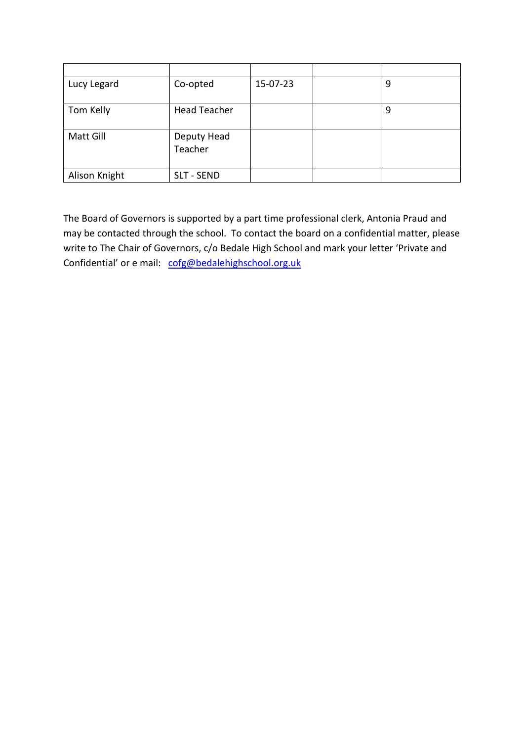| | | | | |
|---|---|---|---|---|
| | | | | |
| Lucy Legard | Co-opted | 15-07-23 | | 9 |
| Tom Kelly | Head Teacher | | | 9 |
| Matt Gill | Deputy Head Teacher | | | |
| Alison Knight | SLT - SEND | | | |

The Board of Governors is supported by a part time professional clerk, Antonia Praud and may be contacted through the school. To contact the board on a confidential matter, please write to The Chair of Governors, c/o Bedale High School and mark your letter 'Private and Confidential' or e mail: cofg@bedalehighschool.org.uk